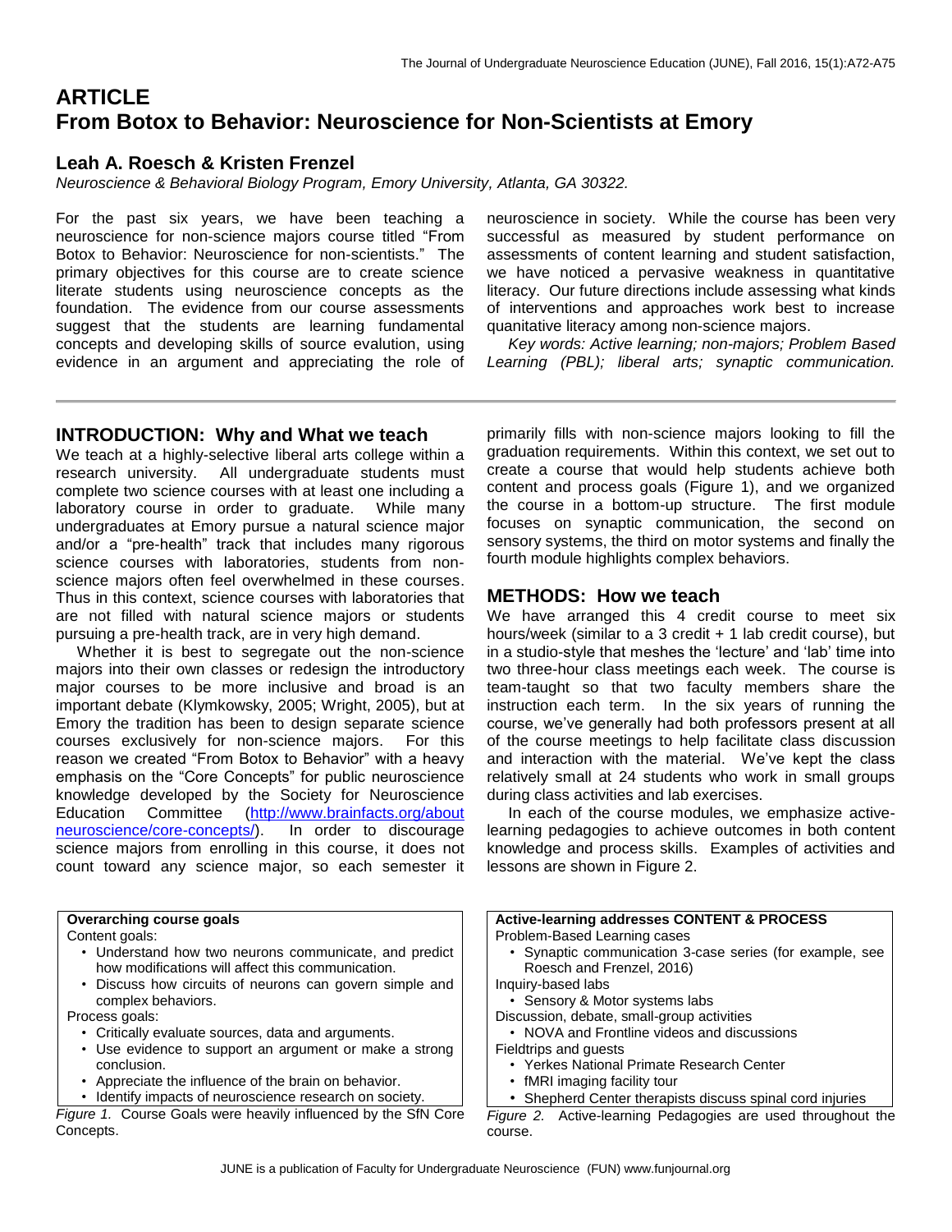# ARTICLE
# From Botox to Behavior: Neuroscience for Non-Scientists at Emory

## Leah A. Roesch & Kristen Frenzel

*Neuroscience & Behavioral Biology Program, Emory University, Atlanta, GA 30322.*

For the past six years, we have been teaching a neuroscience for non-science majors course titled "From Botox to Behavior: Neuroscience for non-scientists." The primary objectives for this course are to create science literate students using neuroscience concepts as the foundation. The evidence from our course assessments suggest that the students are learning fundamental concepts and developing skills of source evalution, using evidence in an argument and appreciating the role of neuroscience in society. While the course has been very successful as measured by student performance on assessments of content learning and student satisfaction, we have noticed a pervasive weakness in quantitative literacy. Our future directions include assessing what kinds of interventions and approaches work best to increase quantitative literacy among non-science majors.

*Key words: Active learning; non-majors; Problem Based Learning (PBL); liberal arts; synaptic communication.*

## INTRODUCTION: Why and What we teach

We teach at a highly-selective liberal arts college within a research university. All undergraduate students must complete two science courses with at least one including a laboratory course in order to graduate. While many undergraduates at Emory pursue a natural science major and/or a "pre-health" track that includes many rigorous science courses with laboratories, students from non-science majors often feel overwhelmed in these courses. Thus in this context, science courses with laboratories that are not filled with natural science majors or students pursuing a pre-health track, are in very high demand.

Whether it is best to segregate out the non-science majors into their own classes or redesign the introductory major courses to be more inclusive and broad is an important debate (Klymkowsky, 2005; Wright, 2005), but at Emory the tradition has been to design separate science courses exclusively for non-science majors. For this reason we created "From Botox to Behavior" with a heavy emphasis on the "Core Concepts" for public neuroscience knowledge developed by the Society for Neuroscience Education Committee (http://www.brainfacts.org/about neuroscience/core-concepts/). In order to discourage science majors from enrolling in this course, it does not count toward any science major, so each semester it primarily fills with non-science majors looking to fill the graduation requirements. Within this context, we set out to create a course that would help students achieve both content and process goals (Figure 1), and we organized the course in a bottom-up structure. The first module focuses on synaptic communication, the second on sensory systems, the third on motor systems and finally the fourth module highlights complex behaviors.

## METHODS: How we teach

We have arranged this 4 credit course to meet six hours/week (similar to a 3 credit + 1 lab credit course), but in a studio-style that meshes the 'lecture' and 'lab' time into two three-hour class meetings each week. The course is team-taught so that two faculty members share the instruction each term. In the six years of running the course, we've generally had both professors present at all of the course meetings to help facilitate class discussion and interaction with the material. We've kept the class relatively small at 24 students who work in small groups during class activities and lab exercises.

In each of the course modules, we emphasize active-learning pedagogies to achieve outcomes in both content knowledge and process skills. Examples of activities and lessons are shown in Figure 2.

**Overarching course goals**

Content goals:

- Understand how two neurons communicate, and predict how modifications will affect this communication.
- Discuss how circuits of neurons can govern simple and complex behaviors.

Process goals:

- Critically evaluate sources, data and arguments.
- Use evidence to support an argument or make a strong conclusion.
- Appreciate the influence of the brain on behavior.
- Identify impacts of neuroscience research on society.

*Figure 1.* Course Goals were heavily influenced by the SfN Core Concepts.

**Active-learning addresses CONTENT & PROCESS**

Problem-Based Learning cases

- Synaptic communication 3-case series (for example, see Roesch and Frenzel, 2016)

Inquiry-based labs

- Sensory & Motor systems labs

Discussion, debate, small-group activities

- NOVA and Frontline videos and discussions

Fieldtrips and guests

- Yerkes National Primate Research Center
- fMRI imaging facility tour
- Shepherd Center therapists discuss spinal cord injuries

*Figure 2.* Active-learning Pedagogies are used throughout the course.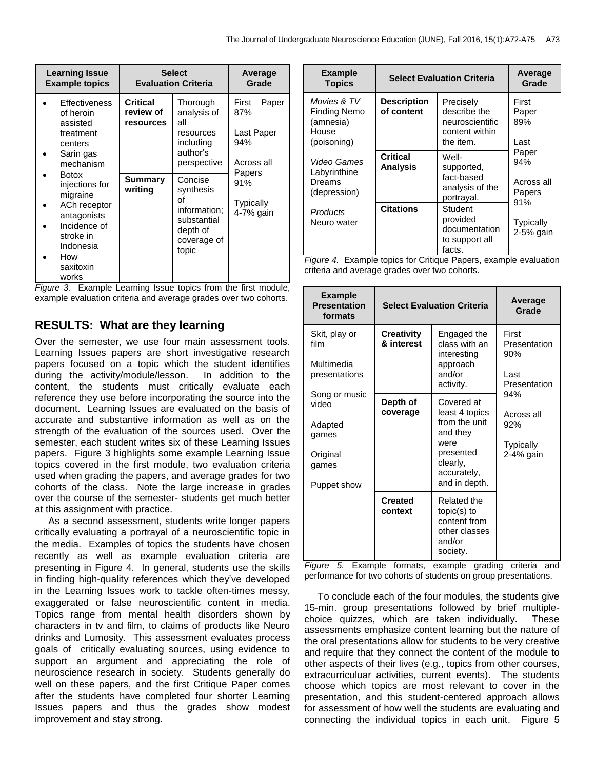| Learning Issue Example topics | Select Evaluation Criteria | | Average Grade |
|---|---|---|---|
| • Effectiveness of heroin assisted treatment centers<br>• Sarin gas mechanism<br>• Botox injections for migraine<br>• ACh receptor antagonists<br>• Incidence of stroke in Indonesia<br>• How saxitoxin works | **Critical review of resources** | Thorough analysis of all resources including author's perspective | First Paper 87%<br><br>Last Paper 94%<br><br>Across all Papers 91%<br><br>Typically 4-7% gain |
| | **Summary writing** | Concise synthesis of information; substantial depth of coverage of topic | |

*Figure 3.* Example Learning Issue topics from the first module, example evaluation criteria and average grades over two cohorts.

## RESULTS: What are they learning

Over the semester, we use four main assessment tools. Learning Issues papers are short investigative research papers focused on a topic which the student identifies during the activity/module/lesson. In addition to the content, the students must critically evaluate each reference they use before incorporating the source into the document. Learning Issues are evaluated on the basis of accurate and substantive information as well as on the strength of the evaluation of the sources used. Over the semester, each student writes six of these Learning Issues papers. Figure 3 highlights some example Learning Issue topics covered in the first module, two evaluation criteria used when grading the papers, and average grades for two cohorts of the class. Note the large increase in grades over the course of the semester- students get much better at this assignment with practice.

As a second assessment, students write longer papers critically evaluating a portrayal of a neuroscientific topic in the media. Examples of topics the students have chosen recently as well as example evaluation criteria are presenting in Figure 4. In general, students use the skills in finding high-quality references which they've developed in the Learning Issues work to tackle often-times messy, exaggerated or false neuroscientific content in media. Topics range from mental health disorders shown by characters in tv and film, to claims of products like Neuro drinks and Lumosity. This assessment evaluates process goals of critically evaluating sources, using evidence to support an argument and appreciating the role of neuroscience research in society. Students generally do well on these papers, and the first Critique Paper comes after the students have completed four shorter Learning Issues papers and thus the grades show modest improvement and stay strong.

| Example Topics | Select Evaluation Criteria | | Average Grade |
|---|---|---|---|
| *Movies & TV*<br>Finding Nemo (amnesia)<br>House (poisoning) | **Description of content** | Precisely describe the neuroscientific content within the item. | First Paper 89%<br><br>Last Paper 94%<br><br>Across all Papers 91%<br><br>Typically 2-5% gain |
| *Video Games*<br>Labyrinthine Dreams (depression) | **Critical Analysis** | Well-supported, fact-based analysis of the portrayal. | |
| *Products*<br>Neuro water | **Citations** | Student provided documentation to support all facts. | |

*Figure 4.* Example topics for Critique Papers, example evaluation criteria and average grades over two cohorts.

| Example Presentation formats | Select Evaluation Criteria | | Average Grade |
|---|---|---|---|
| Skit, play or film<br><br>Multimedia presentations | **Creativity & interest** | Engaged the class with an interesting approach and/or activity. | First Presentation 90%<br><br>Last Presentation 94%<br><br>Across all 92%<br><br>Typically 2-4% gain |
| Song or music video<br><br>Adapted games<br><br>Original games<br><br>Puppet show | **Depth of coverage** | Covered at least 4 topics from the unit and they were presented clearly, accurately, and in depth. | |
| | **Created context** | Related the topic(s) to content from other classes and/or society. | |

*Figure 5.* Example formats, example grading criteria and performance for two cohorts of students on group presentations.

To conclude each of the four modules, the students give 15-min. group presentations followed by brief multiple-choice quizzes, which are taken individually. These assessments emphasize content learning but the nature of the oral presentations allow for students to be very creative and require that they connect the content of the module to other aspects of their lives (e.g., topics from other courses, extracurriculuar activities, current events). The students choose which topics are most relevant to cover in the presentation, and this student-centered approach allows for assessment of how well the students are evaluating and connecting the individual topics in each unit. Figure 5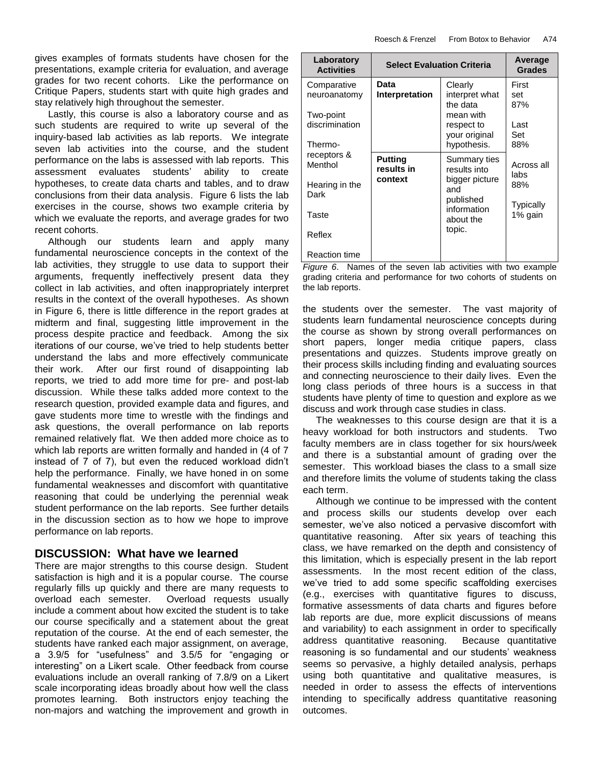gives examples of formats students have chosen for the presentations, example criteria for evaluation, and average grades for two recent cohorts. Like the performance on Critique Papers, students start with quite high grades and stay relatively high throughout the semester.

Lastly, this course is also a laboratory course and as such students are required to write up several of the inquiry-based lab activities as lab reports. We integrate seven lab activities into the course, and the student performance on the labs is assessed with lab reports. This assessment evaluates students' ability to create hypotheses, to create data charts and tables, and to draw conclusions from their data analysis. Figure 6 lists the lab exercises in the course, shows two example criteria by which we evaluate the reports, and average grades for two recent cohorts.

Although our students learn and apply many fundamental neuroscience concepts in the context of the lab activities, they struggle to use data to support their arguments, frequently ineffectively present data they collect in lab activities, and often inappropriately interpret results in the context of the overall hypotheses. As shown in Figure 6, there is little difference in the report grades at midterm and final, suggesting little improvement in the process despite practice and feedback. Among the six iterations of our course, we've tried to help students better understand the labs and more effectively communicate their work. After our first round of disappointing lab reports, we tried to add more time for pre- and post-lab discussion. While these talks added more context to the research question, provided example data and figures, and gave students more time to wrestle with the findings and ask questions, the overall performance on lab reports remained relatively flat. We then added more choice as to which lab reports are written formally and handed in (4 of 7 instead of 7 of 7), but even the reduced workload didn't help the performance. Finally, we have honed in on some fundamental weaknesses and discomfort with quantitative reasoning that could be underlying the perennial weak student performance on the lab reports. See further details in the discussion section as to how we hope to improve performance on lab reports.

| Laboratory Activities | Select Evaluation Criteria | | Average Grades |
|---|---|---|---|
| Comparative neuroanatomy<br><br>Two-point discrimination<br><br>Thermo-receptors & Menthol<br><br>Hearing in the Dark<br><br>Taste<br><br>Reflex<br><br>Reaction time | **Data Interpretation** | Clearly interpret what the data mean with respect to your original hypothesis. | First set 87%<br><br>Last Set 88%<br><br>Across all labs 88%<br><br>Typically 1% gain |
| | **Putting results in context** | Summary ties results into bigger picture and published information about the topic. | |

*Figure 6*. Names of the seven lab activities with two example grading criteria and performance for two cohorts of students on the lab reports.

## DISCUSSION: What have we learned

There are major strengths to this course design. Student satisfaction is high and it is a popular course. The course regularly fills up quickly and there are many requests to overload each semester. Overload requests usually include a comment about how excited the student is to take our course specifically and a statement about the great reputation of the course. At the end of each semester, the students have ranked each major assignment, on average, a 3.9/5 for "usefulness" and 3.5/5 for "engaging or interesting" on a Likert scale. Other feedback from course evaluations include an overall ranking of 7.8/9 on a Likert scale incorporating ideas broadly about how well the class promotes learning. Both instructors enjoy teaching the non-majors and watching the improvement and growth in the students over the semester. The vast majority of students learn fundamental neuroscience concepts during the course as shown by strong overall performances on short papers, longer media critique papers, class presentations and quizzes. Students improve greatly on their process skills including finding and evaluating sources and connecting neuroscience to their daily lives. Even the long class periods of three hours is a success in that students have plenty of time to question and explore as we discuss and work through case studies in class.

The weaknesses to this course design are that it is a heavy workload for both instructors and students. Two faculty members are in class together for six hours/week and there is a substantial amount of grading over the semester. This workload biases the class to a small size and therefore limits the volume of students taking the class each term.

Although we continue to be impressed with the content and process skills our students develop over each semester, we've also noticed a pervasive discomfort with quantitative reasoning. After six years of teaching this class, we have remarked on the depth and consistency of this limitation, which is especially present in the lab report assessments. In the most recent edition of the class, we've tried to add some specific scaffolding exercises (e.g., exercises with quantitative figures to discuss, formative assessments of data charts and figures before lab reports are due, more explicit discussions of means and variability) to each assignment in order to specifically address quantitative reasoning. Because quantitative reasoning is so fundamental and our students' weakness seems so pervasive, a highly detailed analysis, perhaps using both quantitative and qualitative measures, is needed in order to assess the effects of interventions intending to specifically address quantitative reasoning outcomes.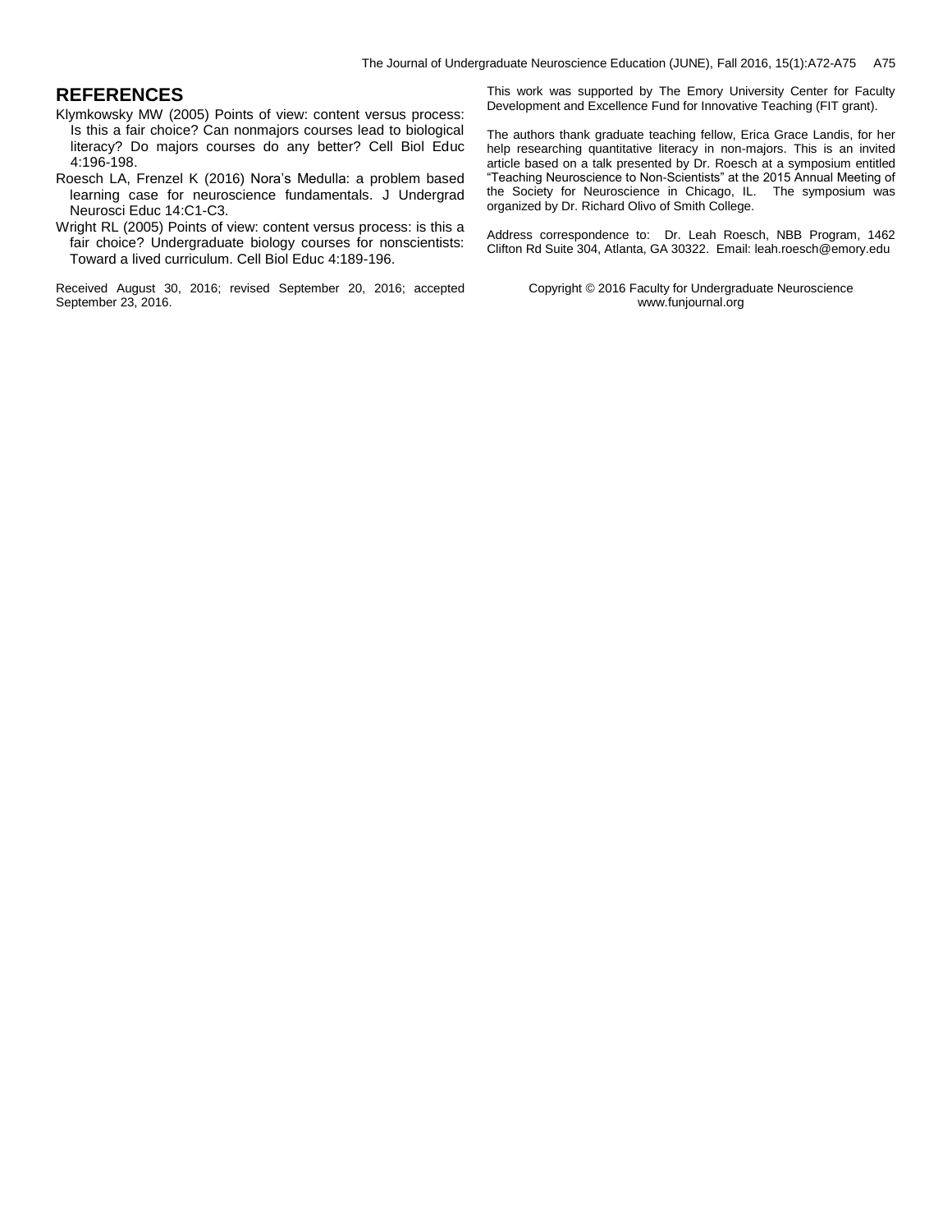## REFERENCES

Klymkowsky MW (2005) Points of view: content versus process: Is this a fair choice? Can nonmajors courses lead to biological literacy? Do majors courses do any better? Cell Biol Educ 4:196-198.

Roesch LA, Frenzel K (2016) Nora's Medulla: a problem based learning case for neuroscience fundamentals. J Undergrad Neurosci Educ 14:C1-C3.

Wright RL (2005) Points of view: content versus process: is this a fair choice? Undergraduate biology courses for nonscientists: Toward a lived curriculum. Cell Biol Educ 4:189-196.

Received August 30, 2016; revised September 20, 2016; accepted September 23, 2016.

This work was supported by The Emory University Center for Faculty Development and Excellence Fund for Innovative Teaching (FIT grant).

The authors thank graduate teaching fellow, Erica Grace Landis, for her help researching quantitative literacy in non-majors. This is an invited article based on a talk presented by Dr. Roesch at a symposium entitled "Teaching Neuroscience to Non-Scientists" at the 2015 Annual Meeting of the Society for Neuroscience in Chicago, IL. The symposium was organized by Dr. Richard Olivo of Smith College.

Address correspondence to: Dr. Leah Roesch, NBB Program, 1462 Clifton Rd Suite 304, Atlanta, GA 30322. Email: leah.roesch@emory.edu

Copyright © 2016 Faculty for Undergraduate Neuroscience
www.funjournal.org